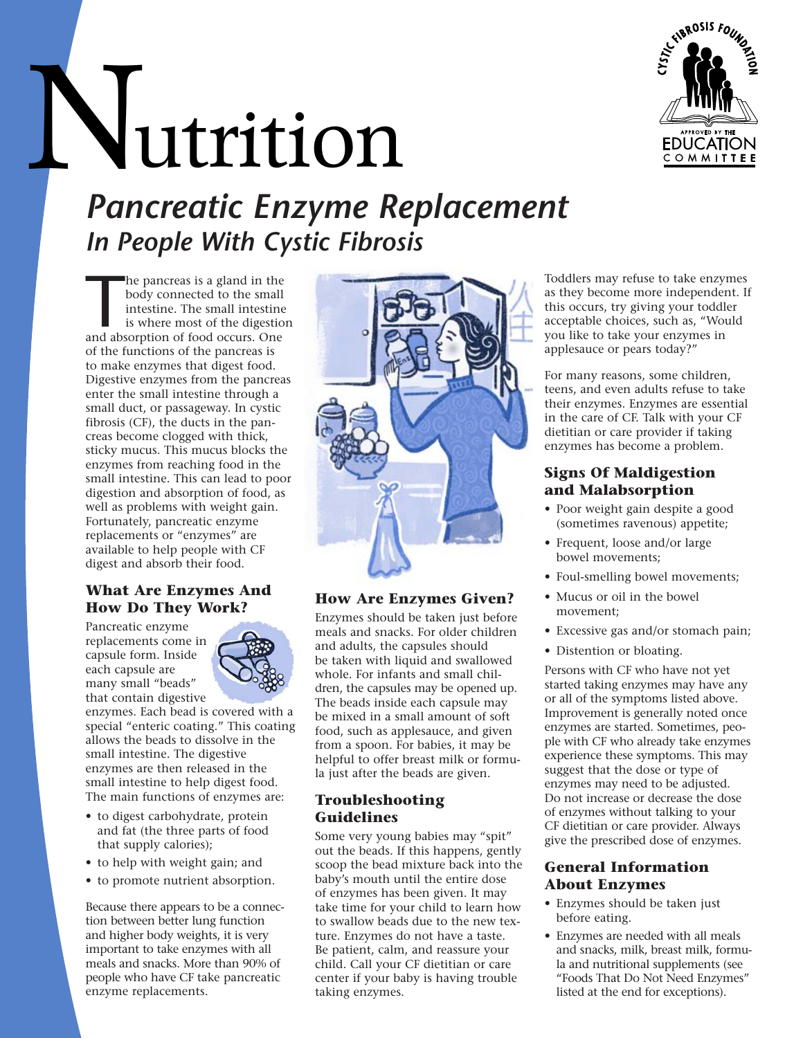# Nutrition

## *Pancreatic Enzyme Replacement*
### *In People With Cystic Fibrosis*

The pancreas is a gland in the body connected to the small intestine. The small intestine is where most of the digestion and absorption of food occurs. One of the functions of the pancreas is to make enzymes that digest food. Digestive enzymes from the pancreas enter the small intestine through a small duct, or passageway. In cystic fibrosis (CF), the ducts in the pancreas become clogged with thick, sticky mucus. This mucus blocks the enzymes from reaching food in the small intestine. This can lead to poor digestion and absorption of food, as well as problems with weight gain. Fortunately, pancreatic enzyme replacements or "enzymes" are available to help people with CF digest and absorb their food.

### What Are Enzymes And How Do They Work?

Pancreatic enzyme replacements come in capsule form. Inside each capsule are many small "beads" that contain digestive enzymes. Each bead is covered with a special "enteric coating." This coating allows the beads to dissolve in the small intestine. The digestive enzymes are then released in the small intestine to help digest food. The main functions of enzymes are:

- to digest carbohydrate, protein and fat (the three parts of food that supply calories);
- to help with weight gain; and
- to promote nutrient absorption.

Because there appears to be a connection between better lung function and higher body weights, it is very important to take enzymes with all meals and snacks. More than 90% of people who have CF take pancreatic enzyme replacements.

### How Are Enzymes Given?

Enzymes should be taken just before meals and snacks. For older children and adults, the capsules should be taken with liquid and swallowed whole. For infants and small children, the capsules may be opened up. The beads inside each capsule may be mixed in a small amount of soft food, such as applesauce, and given from a spoon. For babies, it may be helpful to offer breast milk or formula just after the beads are given.

### Troubleshooting Guidelines

Some very young babies may "spit" out the beads. If this happens, gently scoop the bead mixture back into the baby's mouth until the entire dose of enzymes has been given. It may take time for your child to learn how to swallow beads due to the new texture. Enzymes do not have a taste. Be patient, calm, and reassure your child. Call your CF dietitian or care center if your baby is having trouble taking enzymes.

Toddlers may refuse to take enzymes as they become more independent. If this occurs, try giving your toddler acceptable choices, such as, "Would you like to take your enzymes in applesauce or pears today?"

For many reasons, some children, teens, and even adults refuse to take their enzymes. Enzymes are essential in the care of CF. Talk with your CF dietitian or care provider if taking enzymes has become a problem.

### Signs Of Maldigestion and Malabsorption

- Poor weight gain despite a good (sometimes ravenous) appetite;
- Frequent, loose and/or large bowel movements;
- Foul-smelling bowel movements;
- Mucus or oil in the bowel movement;
- Excessive gas and/or stomach pain;
- Distention or bloating.

Persons with CF who have not yet started taking enzymes may have any or all of the symptoms listed above. Improvement is generally noted once enzymes are started. Sometimes, people with CF who already take enzymes experience these symptoms. This may suggest that the dose or type of enzymes may need to be adjusted. Do not increase or decrease the dose of enzymes without talking to your CF dietitian or care provider. Always give the prescribed dose of enzymes.

### General Information About Enzymes

- Enzymes should be taken just before eating.
- Enzymes are needed with all meals and snacks, milk, breast milk, formula and nutritional supplements (see "Foods That Do Not Need Enzymes" listed at the end for exceptions).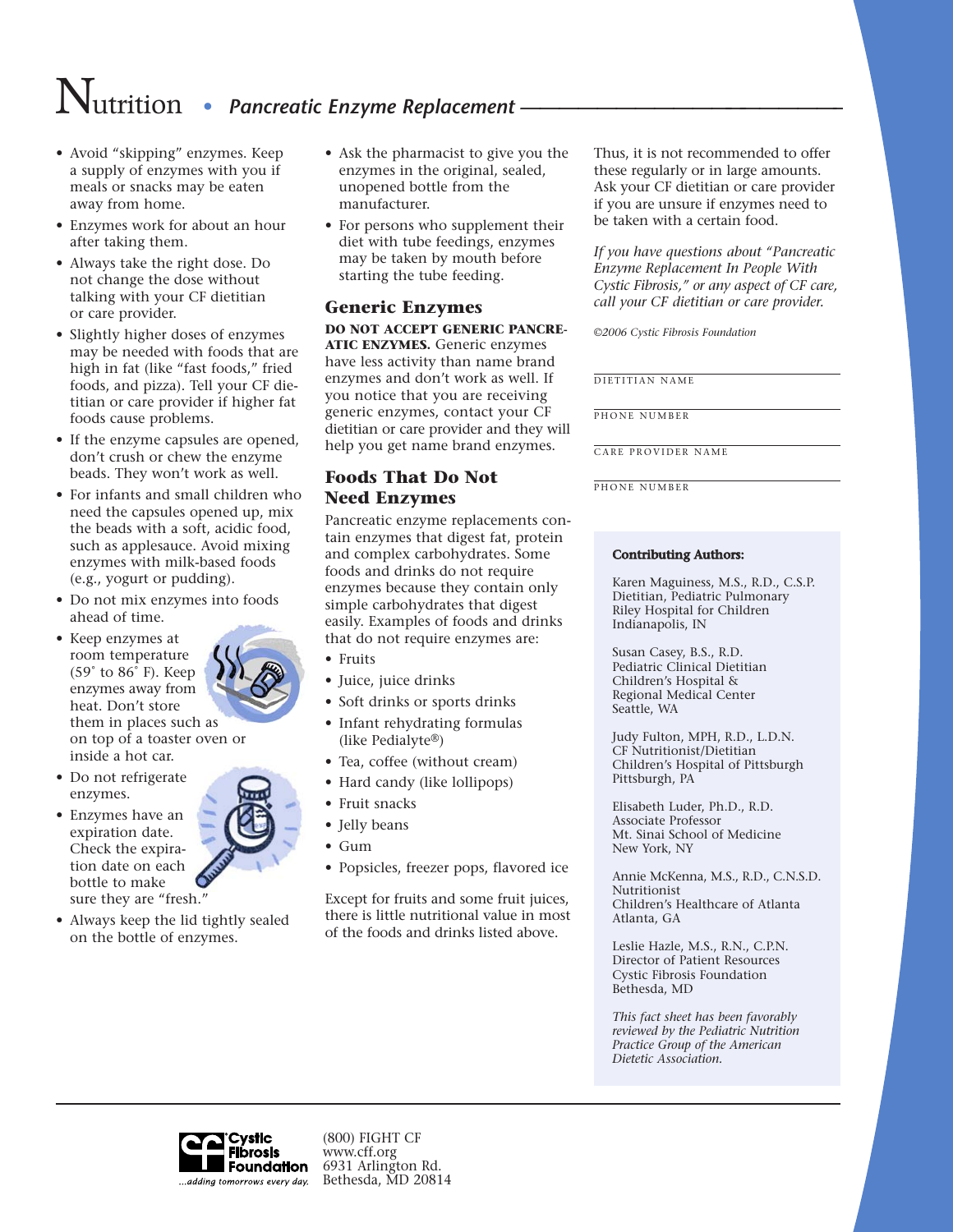# Nutrition • *Pancreatic Enzyme Replacement*

- Avoid "skipping" enzymes. Keep a supply of enzymes with you if meals or snacks may be eaten away from home.
- Enzymes work for about an hour after taking them.
- Always take the right dose. Do not change the dose without talking with your CF dietitian or care provider.
- Slightly higher doses of enzymes may be needed with foods that are high in fat (like "fast foods," fried foods, and pizza). Tell your CF dietitian or care provider if higher fat foods cause problems.
- If the enzyme capsules are opened, don't crush or chew the enzyme beads. They won't work as well.
- For infants and small children who need the capsules opened up, mix the beads with a soft, acidic food, such as applesauce. Avoid mixing enzymes with milk-based foods (e.g., yogurt or pudding).
- Do not mix enzymes into foods ahead of time.
- Keep enzymes at room temperature (59˚ to 86˚ F). Keep enzymes away from heat. Don't store them in places such as on top of a toaster oven or inside a hot car.
- Do not refrigerate enzymes.
- Enzymes have an expiration date. Check the expiration date on each bottle to make sure they are "fresh."
- Always keep the lid tightly sealed on the bottle of enzymes.
- Ask the pharmacist to give you the enzymes in the original, sealed, unopened bottle from the manufacturer.
- For persons who supplement their diet with tube feedings, enzymes may be taken by mouth before starting the tube feeding.

## Generic Enzymes

**DO NOT ACCEPT GENERIC PANCREATIC ENZYMES.** Generic enzymes have less activity than name brand enzymes and don't work as well. If you notice that you are receiving generic enzymes, contact your CF dietitian or care provider and they will help you get name brand enzymes.

## Foods That Do Not Need Enzymes

Pancreatic enzyme replacements contain enzymes that digest fat, protein and complex carbohydrates. Some foods and drinks do not require enzymes because they contain only simple carbohydrates that digest easily. Examples of foods and drinks that do not require enzymes are:

- Fruits
- Juice, juice drinks
- Soft drinks or sports drinks
- Infant rehydrating formulas (like Pedialyte®)
- Tea, coffee (without cream)
- Hard candy (like lollipops)
- Fruit snacks
- Jelly beans
- Gum
- Popsicles, freezer pops, flavored ice

Except for fruits and some fruit juices, there is little nutritional value in most of the foods and drinks listed above. Thus, it is not recommended to offer these regularly or in large amounts. Ask your CF dietitian or care provider if you are unsure if enzymes need to be taken with a certain food.

*If you have questions about "Pancreatic Enzyme Replacement In People With Cystic Fibrosis," or any aspect of CF care, call your CF dietitian or care provider.*

*©2006 Cystic Fibrosis Foundation*

DIETITIAN NAME

PHONE NUMBER

CARE PROVIDER NAME

PHONE NUMBER

**Contributing Authors:**

Karen Maguiness, M.S., R.D., C.S.P.
Dietitian, Pediatric Pulmonary
Riley Hospital for Children
Indianapolis, IN

Susan Casey, B.S., R.D.
Pediatric Clinical Dietitian
Children's Hospital &
Regional Medical Center
Seattle, WA

Judy Fulton, MPH, R.D., L.D.N.
CF Nutritionist/Dietitian
Children's Hospital of Pittsburgh
Pittsburgh, PA

Elisabeth Luder, Ph.D., R.D.
Associate Professor
Mt. Sinai School of Medicine
New York, NY

Annie McKenna, M.S., R.D., C.N.S.D.
Nutritionist
Children's Healthcare of Atlanta
Atlanta, GA

Leslie Hazle, M.S., R.N., C.P.N.
Director of Patient Resources
Cystic Fibrosis Foundation
Bethesda, MD

*This fact sheet has been favorably reviewed by the Pediatric Nutrition Practice Group of the American Dietetic Association.*

Cystic Fibrosis Foundation
*...adding tomorrows every day.*

(800) FIGHT CF
www.cff.org
6931 Arlington Rd.
Bethesda, MD 20814